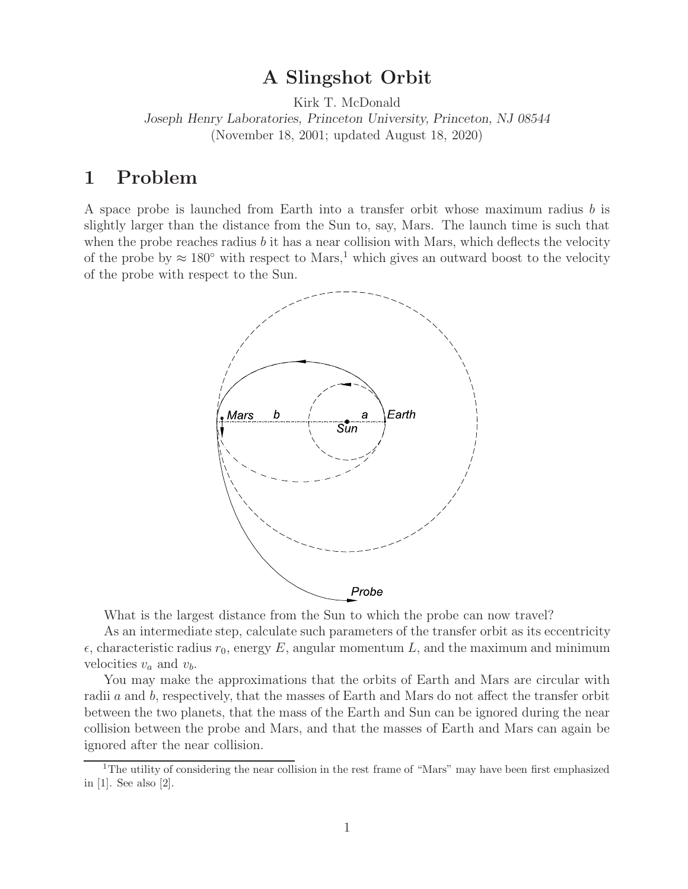# A Slingshot Orbit

Kirk T. McDonald

*Joseph Henry Laboratories, Princeton University, Princeton, NJ 08544*

(November 18, 2001; updated August 18, 2020)

## 1 Problem

A space probe is launched from Earth into a transfer orbit whose maximum radius $b$ is slightly larger than the distance from the Sun to, say, Mars. The launch time is such that when the probe reaches radius $b$ it has a near collision with Mars, which deflects the velocity of the probe by $\approx 180°$ with respect to Mars,[1] which gives an outward boost to the velocity of the probe with respect to the Sun.

What is the largest distance from the Sun to which the probe can now travel?

As an intermediate step, calculate such parameters of the transfer orbit as its eccentricity $\epsilon$, characteristic radius $r_0$, energy $E$, angular momentum $L$, and the maximum and minimum velocities $v_a$ and $v_b$.

You may make the approximations that the orbits of Earth and Mars are circular with radii $a$ and $b$, respectively, that the masses of Earth and Mars do not affect the transfer orbit between the two planets, that the mass of the Earth and Sun can be ignored during the near collision between the probe and Mars, and that the masses of Earth and Mars can again be ignored after the near collision.

---

[1] The utility of considering the near collision in the rest frame of "Mars" may have been first emphasized in [1]. See also [2].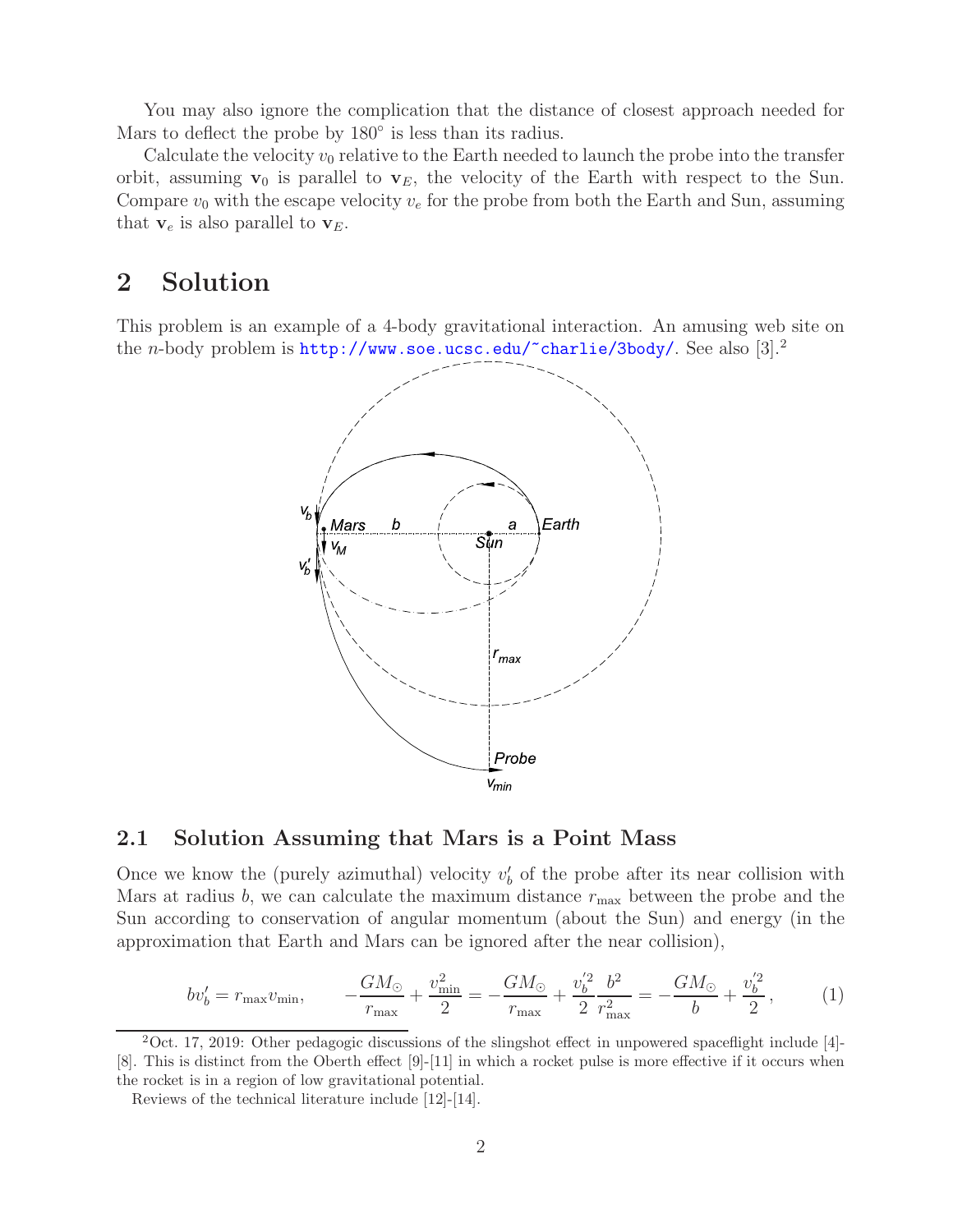You may also ignore the complication that the distance of closest approach needed for Mars to deflect the probe by 180° is less than its radius.

Calculate the velocity $v_0$ relative to the Earth needed to launch the probe into the transfer orbit, assuming $\mathbf{v}_0$ is parallel to $\mathbf{v}_E$, the velocity of the Earth with respect to the Sun. Compare $v_0$ with the escape velocity $v_e$ for the probe from both the Earth and Sun, assuming that $\mathbf{v}_e$ is also parallel to $\mathbf{v}_E$.

## 2 Solution

This problem is an example of a 4-body gravitational interaction. An amusing web site on the $n$-body problem is http://www.soe.ucsc.edu/~charlie/3body/. See also [3].[2]

### 2.1 Solution Assuming that Mars is a Point Mass

Once we know the (purely azimuthal) velocity $v'_b$ of the probe after its near collision with Mars at radius $b$, we can calculate the maximum distance $r_{\max}$ between the probe and the Sun according to conservation of angular momentum (about the Sun) and energy (in the approximation that Earth and Mars can be ignored after the near collision),

$$b v'_b = r_{\max} v_{\min}, \qquad -\frac{GM_\odot}{r_{\max}} + \frac{v_{\min}^2}{2} = -\frac{GM_\odot}{r_{\max}} + \frac{v_b'^2}{2}\frac{b^2}{r_{\max}^2} = -\frac{GM_\odot}{b} + \frac{v_b'^2}{2}\,, \tag{1}$$

[2] Oct. 17, 2019: Other pedagogic discussions of the slingshot effect in unpowered spaceflight include [4]-[8]. This is distinct from the Oberth effect [9]-[11] in which a rocket pulse is more effective if it occurs when the rocket is in a region of low gravitational potential.

Reviews of the technical literature include [12]-[14].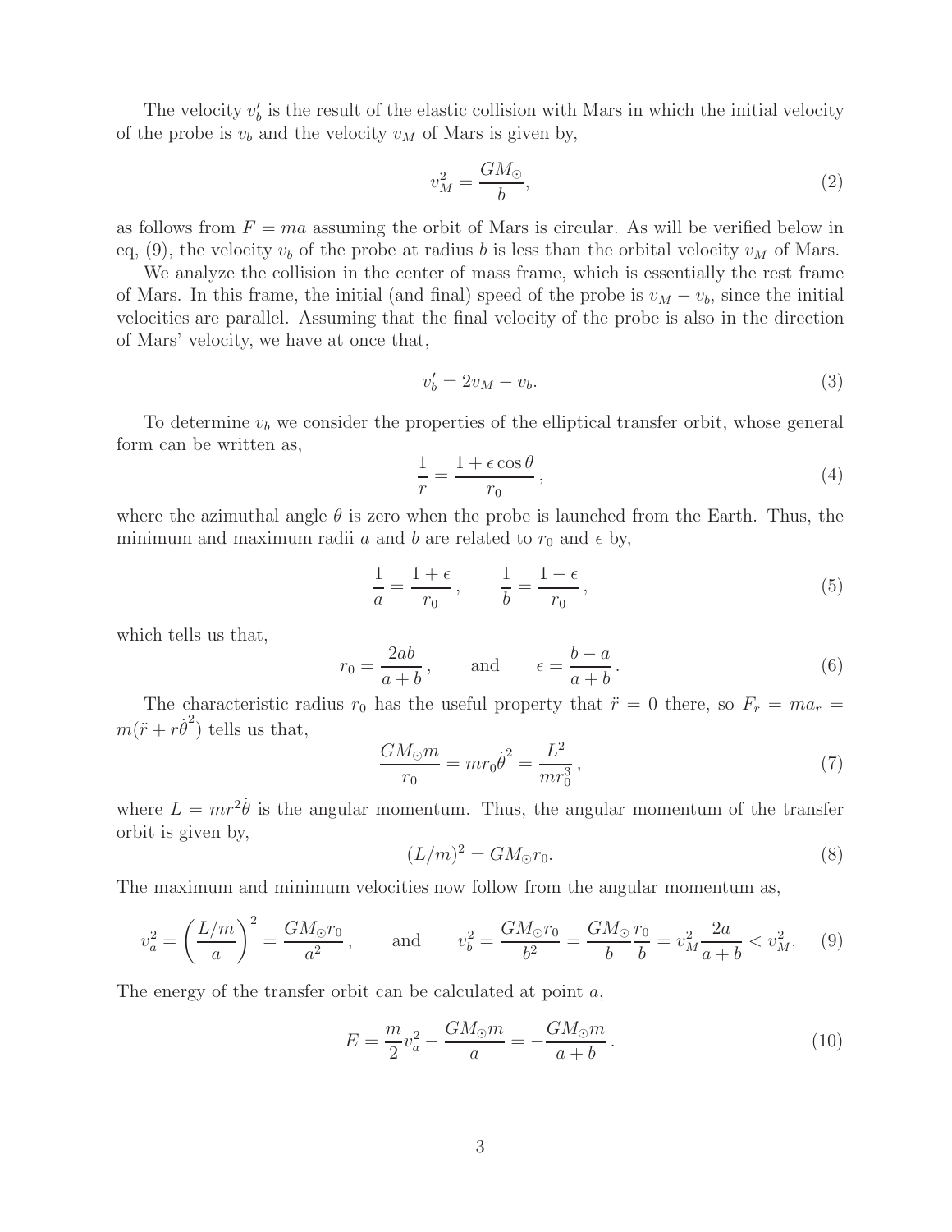The velocity $v_b'$ is the result of the elastic collision with Mars in which the initial velocity of the probe is $v_b$ and the velocity $v_M$ of Mars is given by,

$$v_M^2 = \frac{GM_\odot}{b}, \tag{2}$$

as follows from $F = ma$ assuming the orbit of Mars is circular. As will be verified below in eq, (9), the velocity $v_b$ of the probe at radius $b$ is less than the orbital velocity $v_M$ of Mars.

We analyze the collision in the center of mass frame, which is essentially the rest frame of Mars. In this frame, the initial (and final) speed of the probe is $v_M - v_b$, since the initial velocities are parallel. Assuming that the final velocity of the probe is also in the direction of Mars' velocity, we have at once that,

$$v_b' = 2v_M - v_b. \tag{3}$$

To determine $v_b$ we consider the properties of the elliptical transfer orbit, whose general form can be written as,

$$\frac{1}{r} = \frac{1 + \epsilon \cos\theta}{r_0}, \tag{4}$$

where the azimuthal angle $\theta$ is zero when the probe is launched from the Earth. Thus, the minimum and maximum radii $a$ and $b$ are related to $r_0$ and $\epsilon$ by,

$$\frac{1}{a} = \frac{1 + \epsilon}{r_0}, \qquad \frac{1}{b} = \frac{1 - \epsilon}{r_0}, \tag{5}$$

which tells us that,

$$r_0 = \frac{2ab}{a + b}, \qquad \text{and} \qquad \epsilon = \frac{b - a}{a + b}. \tag{6}$$

The characteristic radius $r_0$ has the useful property that $\ddot{r} = 0$ there, so $F_r = ma_r = m(\ddot{r} + r\dot{\theta}^2)$ tells us that,

$$\frac{GM_\odot m}{r_0} = mr_0\dot{\theta}^2 = \frac{L^2}{mr_0^3}, \tag{7}$$

where $L = mr^2\dot{\theta}$ is the angular momentum. Thus, the angular momentum of the transfer orbit is given by,

$$(L/m)^2 = GM_\odot r_0. \tag{8}$$

The maximum and minimum velocities now follow from the angular momentum as,

$$v_a^2 = \left(\frac{L/m}{a}\right)^2 = \frac{GM_\odot r_0}{a^2}, \qquad \text{and} \qquad v_b^2 = \frac{GM_\odot r_0}{b^2} = \frac{GM_\odot}{b}\frac{r_0}{b} = v_M^2 \frac{2a}{a + b} < v_M^2. \tag{9}$$

The energy of the transfer orbit can be calculated at point $a$,

$$E = \frac{m}{2}v_a^2 - \frac{GM_\odot m}{a} = -\frac{GM_\odot m}{a + b}. \tag{10}$$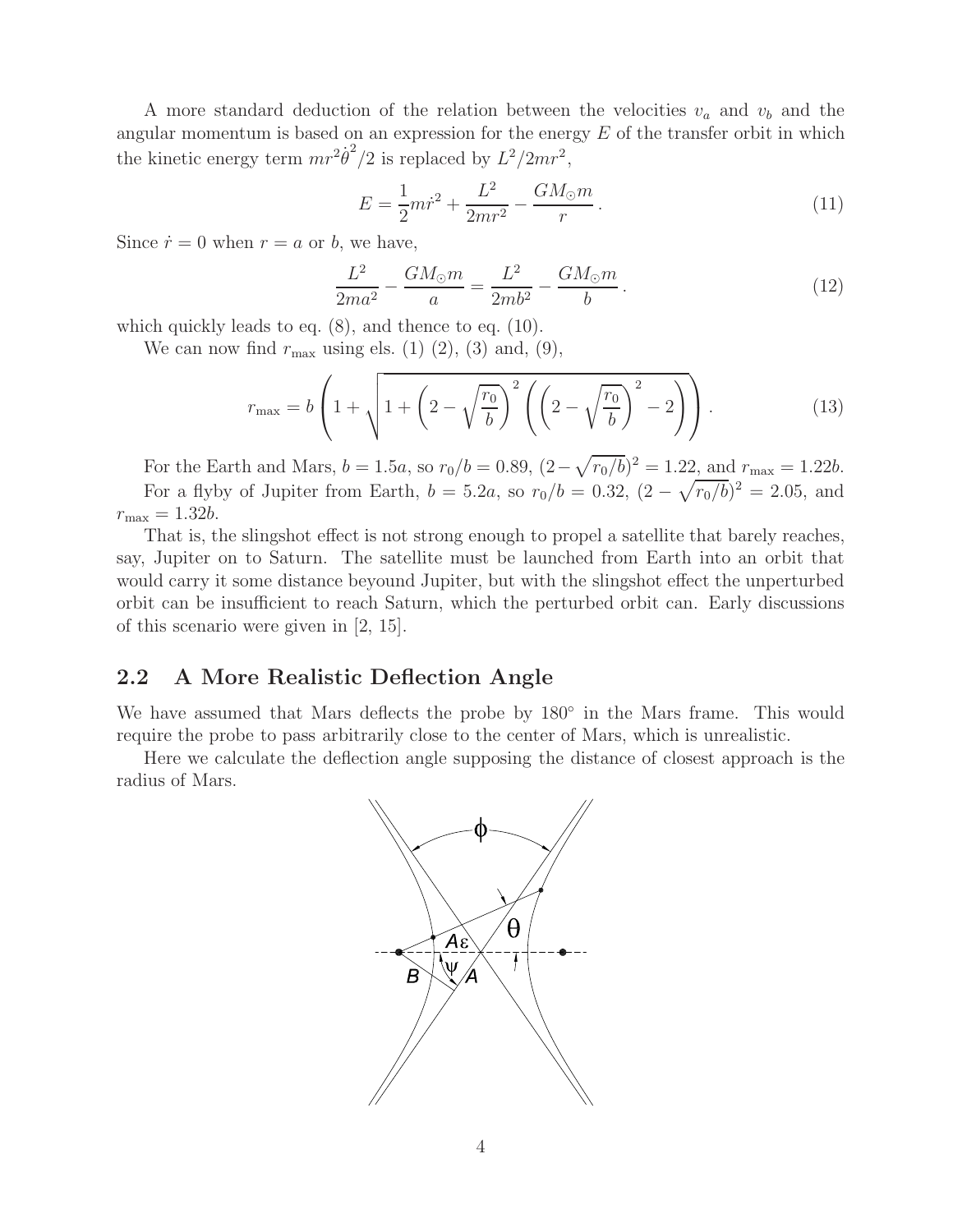A more standard deduction of the relation between the velocities $v_a$ and $v_b$ and the angular momentum is based on an expression for the energy $E$ of the transfer orbit in which the kinetic energy term $mr^2\dot{\theta}^2/2$ is replaced by $L^2/2mr^2$,

$$E = \frac{1}{2}m\dot{r}^2 + \frac{L^2}{2mr^2} - \frac{GM_\odot m}{r}\,. \tag{11}$$

Since $\dot{r} = 0$ when $r = a$ or $b$, we have,

$$\frac{L^2}{2ma^2} - \frac{GM_\odot m}{a} = \frac{L^2}{2mb^2} - \frac{GM_\odot m}{b}\,. \tag{12}$$

which quickly leads to eq. (8), and thence to eq. (10).

We can now find $r_{\max}$ using els. (1) (2), (3) and, (9),

$$r_{\max} = b\left(1 + \sqrt{1 + \left(2 - \sqrt{\frac{r_0}{b}}\right)^2 \left(\left(2 - \sqrt{\frac{r_0}{b}}\right)^2 - 2\right)}\right). \tag{13}$$

For the Earth and Mars, $b = 1.5a$, so $r_0/b = 0.89$, $(2 - \sqrt{r_0/b})^2 = 1.22$, and $r_{\max} = 1.22b$.

For a flyby of Jupiter from Earth, $b = 5.2a$, so $r_0/b = 0.32$, $(2 - \sqrt{r_0/b})^2 = 2.05$, and $r_{\max} = 1.32b$.

That is, the slingshot effect is not strong enough to propel a satellite that barely reaches, say, Jupiter on to Saturn. The satellite must be launched from Earth into an orbit that would carry it some distance beyound Jupiter, but with the slingshot effect the unperturbed orbit can be insufficient to reach Saturn, which the perturbed orbit can. Early discussions of this scenario were given in [2, 15].

## 2.2 A More Realistic Deflection Angle

We have assumed that Mars deflects the probe by 180° in the Mars frame. This would require the probe to pass arbitrarily close to the center of Mars, which is unrealistic.

Here we calculate the deflection angle supposing the distance of closest approach is the radius of Mars.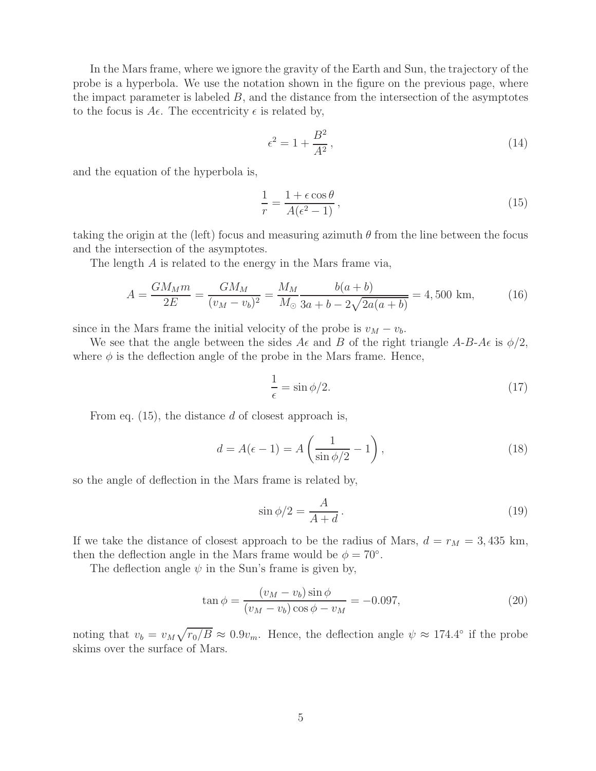In the Mars frame, where we ignore the gravity of the Earth and Sun, the trajectory of the probe is a hyperbola. We use the notation shown in the figure on the previous page, where the impact parameter is labeled $B$, and the distance from the intersection of the asymptotes to the focus is $A\epsilon$. The eccentricity $\epsilon$ is related by,

$$
\epsilon^2 = 1 + \frac{B^2}{A^2}, \tag{14}
$$

and the equation of the hyperbola is,

$$
\frac{1}{r} = \frac{1 + \epsilon \cos\theta}{A(\epsilon^2 - 1)}, \tag{15}
$$

taking the origin at the (left) focus and measuring azimuth $\theta$ from the line between the focus and the intersection of the asymptotes.

The length $A$ is related to the energy in the Mars frame via,

$$
A = \frac{GM_M m}{2E} = \frac{GM_M}{(v_M - v_b)^2} = \frac{M_M}{M_\odot} \frac{b(a+b)}{3a + b - 2\sqrt{2a(a+b)}} = 4,500 \text{ km}, \tag{16}
$$

since in the Mars frame the initial velocity of the probe is $v_M - v_b$.

We see that the angle between the sides $A\epsilon$ and $B$ of the right triangle $A$-$B$-$A\epsilon$ is $\phi/2$, where $\phi$ is the deflection angle of the probe in the Mars frame. Hence,

$$
\frac{1}{\epsilon} = \sin\phi/2. \tag{17}
$$

From eq. (15), the distance $d$ of closest approach is,

$$
d = A(\epsilon - 1) = A\left(\frac{1}{\sin\phi/2} - 1\right), \tag{18}
$$

so the angle of deflection in the Mars frame is related by,

$$
\sin\phi/2 = \frac{A}{A + d}. \tag{19}
$$

If we take the distance of closest approach to be the radius of Mars, $d = r_M = 3,435$ km, then the deflection angle in the Mars frame would be $\phi = 70^\circ$.

The deflection angle $\psi$ in the Sun's frame is given by,

$$
\tan\phi = \frac{(v_M - v_b)\sin\phi}{(v_M - v_b)\cos\phi - v_M} = -0.097, \tag{20}
$$

noting that $v_b = v_M\sqrt{r_0/B} \approx 0.9 v_m$. Hence, the deflection angle $\psi \approx 174.4^\circ$ if the probe skims over the surface of Mars.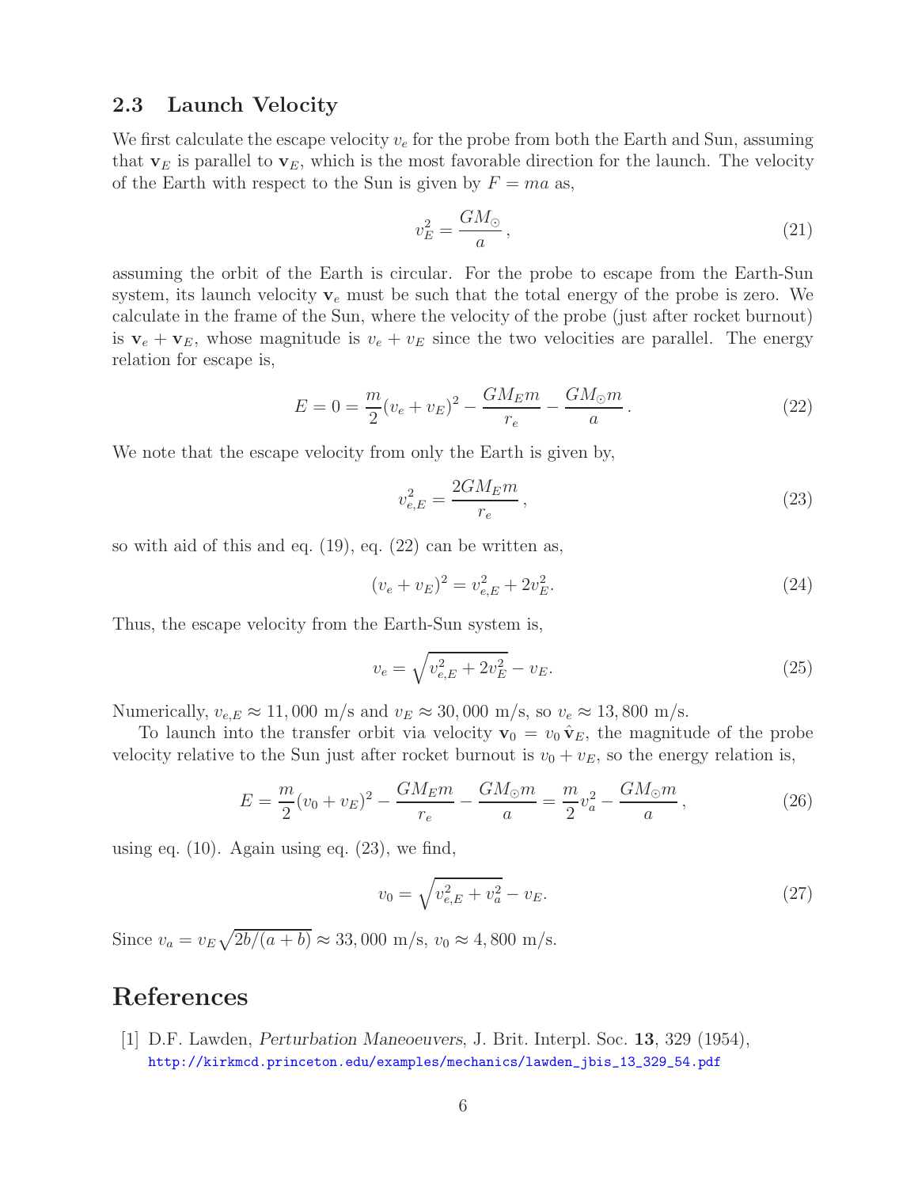## 2.3 Launch Velocity

We first calculate the escape velocity $v_e$ for the probe from both the Earth and Sun, assuming that $\mathbf{v}_E$ is parallel to $\mathbf{v}_E$, which is the most favorable direction for the launch. The velocity of the Earth with respect to the Sun is given by $F = ma$ as,

$$v_E^2 = \frac{GM_\odot}{a}\,, \tag{21}$$

assuming the orbit of the Earth is circular. For the probe to escape from the Earth-Sun system, its launch velocity $\mathbf{v}_e$ must be such that the total energy of the probe is zero. We calculate in the frame of the Sun, where the velocity of the probe (just after rocket burnout) is $\mathbf{v}_e + \mathbf{v}_E$, whose magnitude is $v_e + v_E$ since the two velocities are parallel. The energy relation for escape is,

$$E = 0 = \frac{m}{2}(v_e + v_E)^2 - \frac{GM_E m}{r_e} - \frac{GM_\odot m}{a}\,. \tag{22}$$

We note that the escape velocity from only the Earth is given by,

$$v_{e,E}^2 = \frac{2GM_E m}{r_e}\,, \tag{23}$$

so with aid of this and eq. (19), eq. (22) can be written as,

$$(v_e + v_E)^2 = v_{e,E}^2 + 2v_E^2. \tag{24}$$

Thus, the escape velocity from the Earth-Sun system is,

$$v_e = \sqrt{v_{e,E}^2 + 2v_E^2} - v_E. \tag{25}$$

Numerically, $v_{e,E} \approx 11,000$ m/s and $v_E \approx 30,000$ m/s, so $v_e \approx 13,800$ m/s.

To launch into the transfer orbit via velocity $\mathbf{v}_0 = v_0\,\hat{\mathbf{v}}_E$, the magnitude of the probe velocity relative to the Sun just after rocket burnout is $v_0 + v_E$, so the energy relation is,

$$E = \frac{m}{2}(v_0 + v_E)^2 - \frac{GM_E m}{r_e} - \frac{GM_\odot m}{a} = \frac{m}{2}v_a^2 - \frac{GM_\odot m}{a}\,, \tag{26}$$

using eq. (10). Again using eq. (23), we find,

$$v_0 = \sqrt{v_{e,E}^2 + v_a^2} - v_E. \tag{27}$$

Since $v_a = v_E\sqrt{2b/(a+b)} \approx 33,000$ m/s, $v_0 \approx 4,800$ m/s.

# References

[1] D.F. Lawden, *Perturbation Maneoeuvers*, J. Brit. Interpl. Soc. **13**, 329 (1954), http://kirkmcd.princeton.edu/examples/mechanics/lawden_jbis_13_329_54.pdf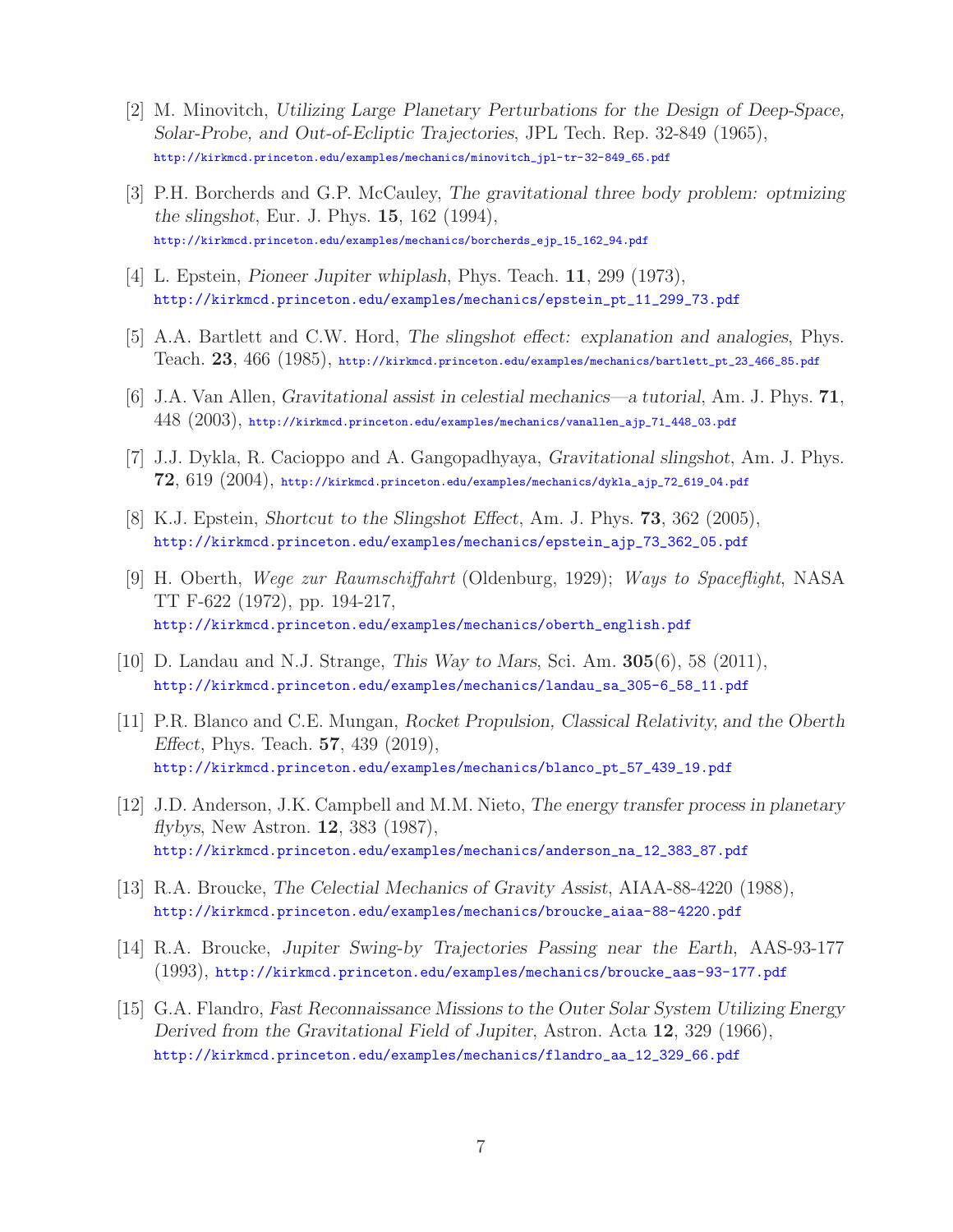[2] M. Minovitch, *Utilizing Large Planetary Perturbations for the Design of Deep-Space, Solar-Probe, and Out-of-Ecliptic Trajectories*, JPL Tech. Rep. 32-849 (1965), http://kirkmcd.princeton.edu/examples/mechanics/minovitch_jpl-tr-32-849_65.pdf

[3] P.H. Borcherds and G.P. McCauley, *The gravitational three body problem: optmizing the slingshot*, Eur. J. Phys. **15**, 162 (1994), http://kirkmcd.princeton.edu/examples/mechanics/borcherds_ejp_15_162_94.pdf

[4] L. Epstein, *Pioneer Jupiter whiplash*, Phys. Teach. **11**, 299 (1973), http://kirkmcd.princeton.edu/examples/mechanics/epstein_pt_11_299_73.pdf

[5] A.A. Bartlett and C.W. Hord, *The slingshot effect: explanation and analogies*, Phys. Teach. **23**, 466 (1985), http://kirkmcd.princeton.edu/examples/mechanics/bartlett_pt_23_466_85.pdf

[6] J.A. Van Allen, *Gravitational assist in celestial mechanics—a tutorial*, Am. J. Phys. **71**, 448 (2003), http://kirkmcd.princeton.edu/examples/mechanics/vanallen_ajp_71_448_03.pdf

[7] J.J. Dykla, R. Cacioppo and A. Gangopadhyaya, *Gravitational slingshot*, Am. J. Phys. **72**, 619 (2004), http://kirkmcd.princeton.edu/examples/mechanics/dykla_ajp_72_619_04.pdf

[8] K.J. Epstein, *Shortcut to the Slingshot Effect*, Am. J. Phys. **73**, 362 (2005), http://kirkmcd.princeton.edu/examples/mechanics/epstein_ajp_73_362_05.pdf

[9] H. Oberth, *Wege zur Raumschiffahrt* (Oldenburg, 1929); *Ways to Spaceflight*, NASA TT F-622 (1972), pp. 194-217, http://kirkmcd.princeton.edu/examples/mechanics/oberth_english.pdf

[10] D. Landau and N.J. Strange, *This Way to Mars*, Sci. Am. **305**(6), 58 (2011), http://kirkmcd.princeton.edu/examples/mechanics/landau_sa_305-6_58_11.pdf

[11] P.R. Blanco and C.E. Mungan, *Rocket Propulsion, Classical Relativity, and the Oberth Effect*, Phys. Teach. **57**, 439 (2019), http://kirkmcd.princeton.edu/examples/mechanics/blanco_pt_57_439_19.pdf

[12] J.D. Anderson, J.K. Campbell and M.M. Nieto, *The energy transfer process in planetary flybys*, New Astron. **12**, 383 (1987), http://kirkmcd.princeton.edu/examples/mechanics/anderson_na_12_383_87.pdf

[13] R.A. Broucke, *The Celectial Mechanics of Gravity Assist*, AIAA-88-4220 (1988), http://kirkmcd.princeton.edu/examples/mechanics/broucke_aiaa-88-4220.pdf

[14] R.A. Broucke, *Jupiter Swing-by Trajectories Passing near the Earth*, AAS-93-177 (1993), http://kirkmcd.princeton.edu/examples/mechanics/broucke_aas-93-177.pdf

[15] G.A. Flandro, *Fast Reconnaissance Missions to the Outer Solar System Utilizing Energy Derived from the Gravitational Field of Jupiter*, Astron. Acta **12**, 329 (1966), http://kirkmcd.princeton.edu/examples/mechanics/flandro_aa_12_329_66.pdf